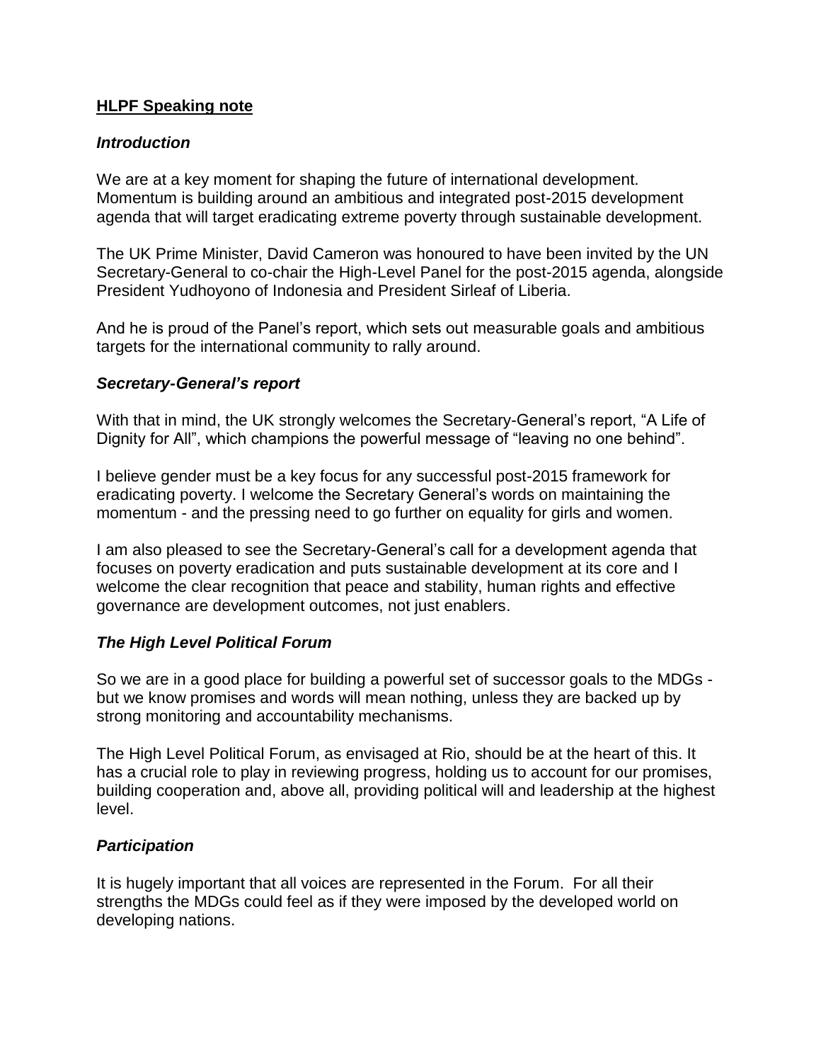# **HLPF Speaking note**

### ***Introduction***

We are at a key moment for shaping the future of international development. Momentum is building around an ambitious and integrated post-2015 development agenda that will target eradicating extreme poverty through sustainable development.

The UK Prime Minister, David Cameron was honoured to have been invited by the UN Secretary-General to co-chair the High-Level Panel for the post-2015 agenda, alongside President Yudhoyono of Indonesia and President Sirleaf of Liberia.

And he is proud of the Panel's report, which sets out measurable goals and ambitious targets for the international community to rally around.

### ***Secretary-General's report***

With that in mind, the UK strongly welcomes the Secretary-General's report, "A Life of Dignity for All", which champions the powerful message of "leaving no one behind".

I believe gender must be a key focus for any successful post-2015 framework for eradicating poverty. I welcome the Secretary General's words on maintaining the momentum - and the pressing need to go further on equality for girls and women.

I am also pleased to see the Secretary-General's call for a development agenda that focuses on poverty eradication and puts sustainable development at its core and I welcome the clear recognition that peace and stability, human rights and effective governance are development outcomes, not just enablers.

### ***The High Level Political Forum***

So we are in a good place for building a powerful set of successor goals to the MDGs - but we know promises and words will mean nothing, unless they are backed up by strong monitoring and accountability mechanisms.

The High Level Political Forum, as envisaged at Rio, should be at the heart of this. It has a crucial role to play in reviewing progress, holding us to account for our promises, building cooperation and, above all, providing political will and leadership at the highest level.

### ***Participation***

It is hugely important that all voices are represented in the Forum. For all their strengths the MDGs could feel as if they were imposed by the developed world on developing nations.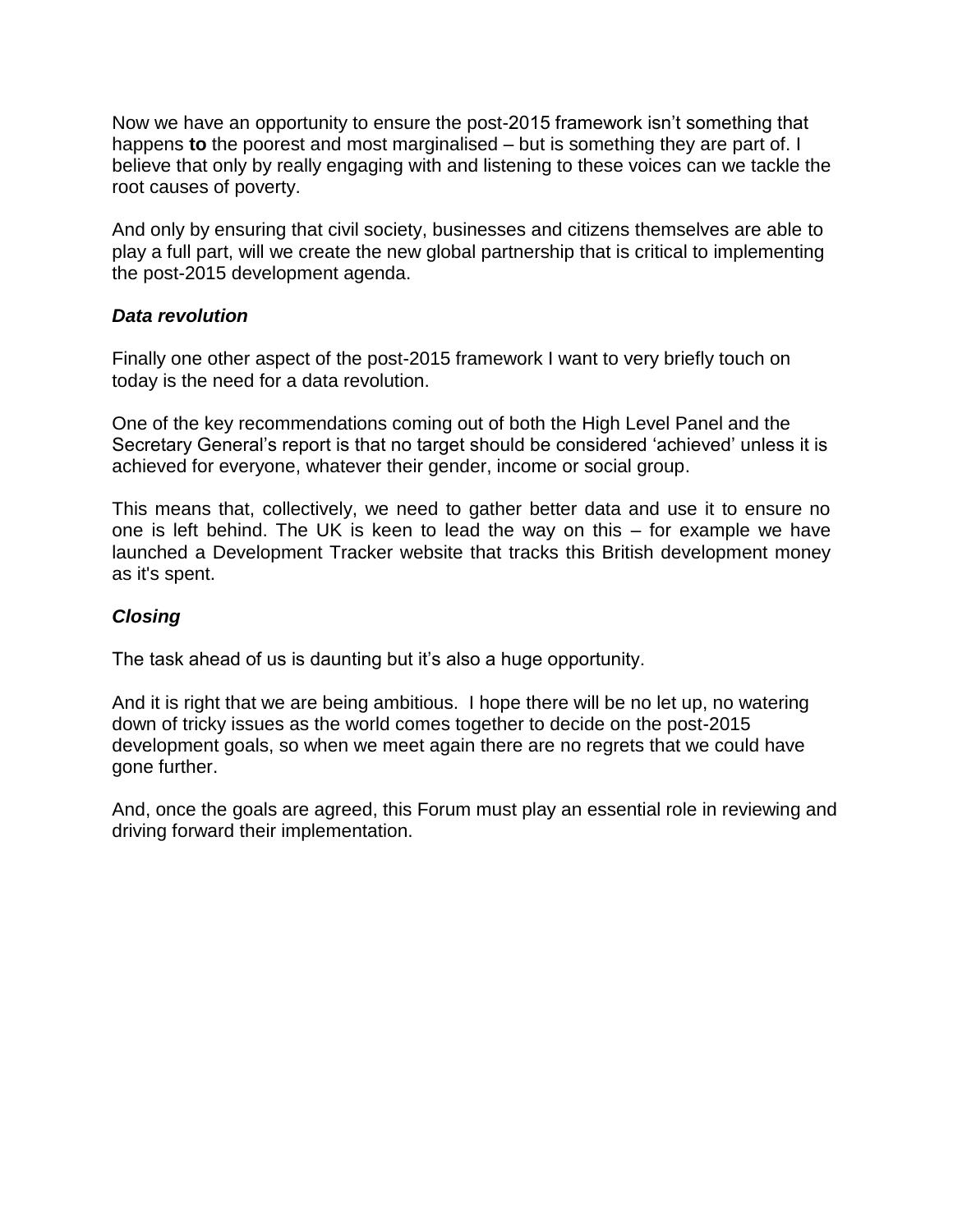Now we have an opportunity to ensure the post-2015 framework isn't something that happens **to** the poorest and most marginalised – but is something they are part of. I believe that only by really engaging with and listening to these voices can we tackle the root causes of poverty.

And only by ensuring that civil society, businesses and citizens themselves are able to play a full part, will we create the new global partnership that is critical to implementing the post-2015 development agenda.

***Data revolution***

Finally one other aspect of the post-2015 framework I want to very briefly touch on today is the need for a data revolution.

One of the key recommendations coming out of both the High Level Panel and the Secretary General's report is that no target should be considered 'achieved' unless it is achieved for everyone, whatever their gender, income or social group.

This means that, collectively, we need to gather better data and use it to ensure no one is left behind. The UK is keen to lead the way on this – for example we have launched a Development Tracker website that tracks this British development money as it's spent.

***Closing***

The task ahead of us is daunting but it's also a huge opportunity.

And it is right that we are being ambitious. I hope there will be no let up, no watering down of tricky issues as the world comes together to decide on the post-2015 development goals, so when we meet again there are no regrets that we could have gone further.

And, once the goals are agreed, this Forum must play an essential role in reviewing and driving forward their implementation.